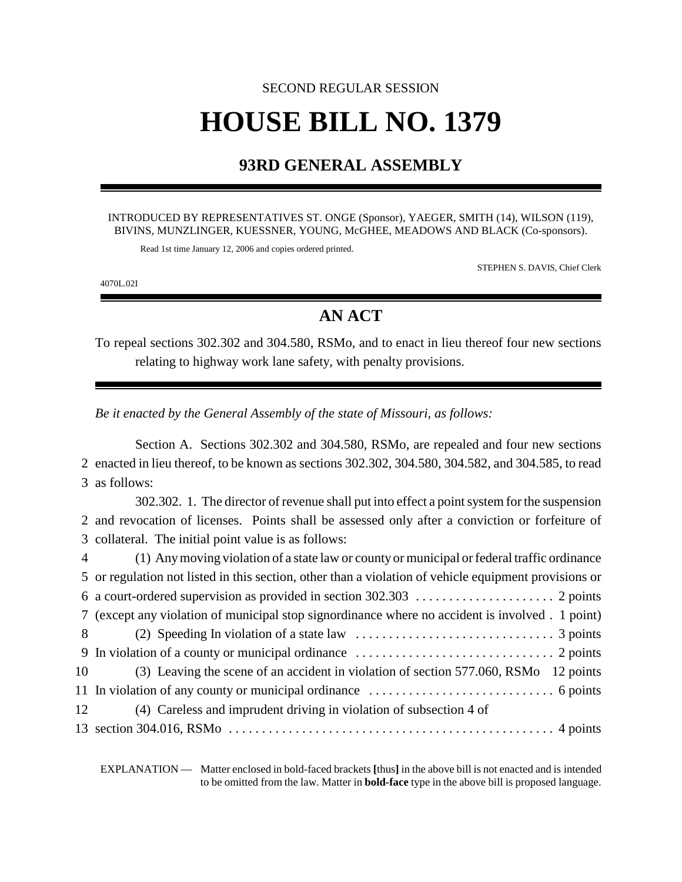SECOND REGULAR SESSION

# HOUSE BILL NO. 1379

## 93RD GENERAL ASSEMBLY

INTRODUCED BY REPRESENTATIVES ST. ONGE (Sponsor), YAEGER, SMITH (14), WILSON (119), BIVINS, MUNZLINGER, KUESSNER, YOUNG, McGHEE, MEADOWS AND BLACK (Co-sponsors).

Read 1st time January 12, 2006 and copies ordered printed.

STEPHEN S. DAVIS, Chief Clerk

4070L.02I

## AN ACT

To repeal sections 302.302 and 304.580, RSMo, and to enact in lieu thereof four new sections relating to highway work lane safety, with penalty provisions.

*Be it enacted by the General Assembly of the state of Missouri, as follows:*

Section A. Sections 302.302 and 304.580, RSMo, are repealed and four new sections
2 enacted in lieu thereof, to be known as sections 302.302, 304.580, 304.582, and 304.585, to read
3 as follows:

302.302. 1. The director of revenue shall put into effect a point system for the suspension
2 and revocation of licenses. Points shall be assessed only after a conviction or forfeiture of
3 collateral. The initial point value is as follows:

4 (1) Any moving violation of a state law or county or municipal or federal traffic ordinance
5 or regulation not listed in this section, other than a violation of vehicle equipment provisions or
6 a court-ordered supervision as provided in section 302.303 . . . . . . . . . . . . . . . . . . . . . 2 points
7 (except any violation of municipal stop signordinance where no accident is involved . 1 point)
8 (2) Speeding In violation of a state law . . . . . . . . . . . . . . . . . . . . . . . . . . . . . . 3 points
9 In violation of a county or municipal ordinance . . . . . . . . . . . . . . . . . . . . . . . . . . . . . . 2 points
10 (3) Leaving the scene of an accident in violation of section 577.060, RSMo 12 points
11 In violation of any county or municipal ordinance . . . . . . . . . . . . . . . . . . . . . . . . . . . . 6 points
12 (4) Careless and imprudent driving in violation of subsection 4 of
13 section 304.016, RSMo . . . . . . . . . . . . . . . . . . . . . . . . . . . . . . . . . . . . . . . . . . . . . . . . . 4 points

EXPLANATION — Matter enclosed in bold-faced brackets **[**thus**]** in the above bill is not enacted and is intended to be omitted from the law. Matter in **bold-face** type in the above bill is proposed language.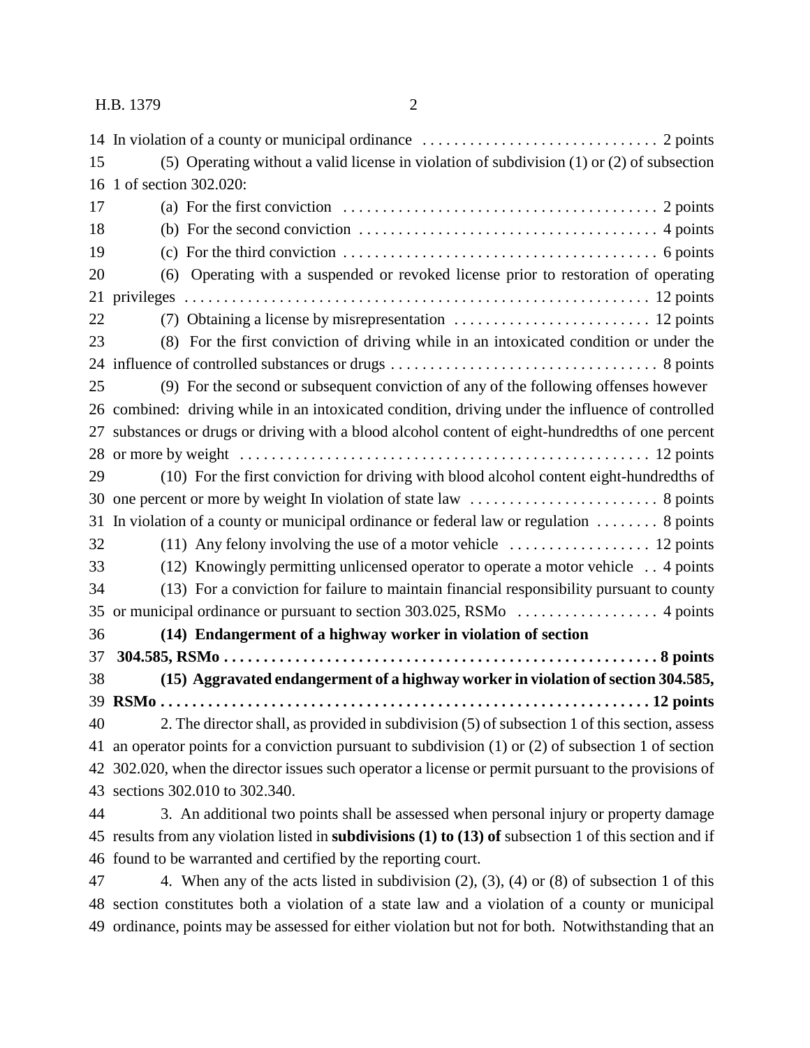In violation of a county or municipal ordinance . . . . . . . . . . . . . . . . . . . . . . . . . . . . . . 2 points

(5) Operating without a valid license in violation of subdivision (1) or (2) of subsection 1 of section 302.020:

(a) For the first conviction . . . . . . . . . . . . . . . . . . . . . . . . . . . . . . . . . . . . . . . . 2 points

(b) For the second conviction . . . . . . . . . . . . . . . . . . . . . . . . . . . . . . . . . . . . . 4 points

(c) For the third conviction . . . . . . . . . . . . . . . . . . . . . . . . . . . . . . . . . . . . . . . 6 points

(6) Operating with a suspended or revoked license prior to restoration of operating privileges . . . . . . . . . . . . . . . . . . . . . . . . . . . . . . . . . . . . . . . . . . . . . . . . . . . . . . . . . . 12 points

(7) Obtaining a license by misrepresentation . . . . . . . . . . . . . . . . . . . . . . . . . 12 points

(8) For the first conviction of driving while in an intoxicated condition or under the influence of controlled substances or drugs . . . . . . . . . . . . . . . . . . . . . . . . . . . . . . . . . . 8 points

(9) For the second or subsequent conviction of any of the following offenses however combined: driving while in an intoxicated condition, driving under the influence of controlled substances or drugs or driving with a blood alcohol content of eight-hundredths of one percent or more by weight . . . . . . . . . . . . . . . . . . . . . . . . . . . . . . . . . . . . . . . . . . . . . . . . . . . 12 points

(10) For the first conviction for driving with blood alcohol content eight-hundredths of one percent or more by weight In violation of state law . . . . . . . . . . . . . . . . . . . . . . . . 8 points

In violation of a county or municipal ordinance or federal law or regulation . . . . . . . . 8 points

(11) Any felony involving the use of a motor vehicle . . . . . . . . . . . . . . . . . . 12 points

(12) Knowingly permitting unlicensed operator to operate a motor vehicle . . 4 points

(13) For a conviction for failure to maintain financial responsibility pursuant to county or municipal ordinance or pursuant to section 303.025, RSMo . . . . . . . . . . . . . . . . . . 4 points

**(14) Endangerment of a highway worker in violation of section 304.585, RSMo . . . . . . . . . . . . . . . . . . . . . . . . . . . . . . . . . . . . . . . . . . . . . . . . . . . . . 8 points**

**(15) Aggravated endangerment of a highway worker in violation of section 304.585, RSMo . . . . . . . . . . . . . . . . . . . . . . . . . . . . . . . . . . . . . . . . . . . . . . . . . . . . . . . . . . . . 12 points**

2. The director shall, as provided in subdivision (5) of subsection 1 of this section, assess an operator points for a conviction pursuant to subdivision (1) or (2) of subsection 1 of section 302.020, when the director issues such operator a license or permit pursuant to the provisions of sections 302.010 to 302.340.

3. An additional two points shall be assessed when personal injury or property damage results from any violation listed in **subdivisions (1) to (13) of** subsection 1 of this section and if found to be warranted and certified by the reporting court.

4. When any of the acts listed in subdivision (2), (3), (4) or (8) of subsection 1 of this section constitutes both a violation of a state law and a violation of a county or municipal ordinance, points may be assessed for either violation but not for both. Notwithstanding that an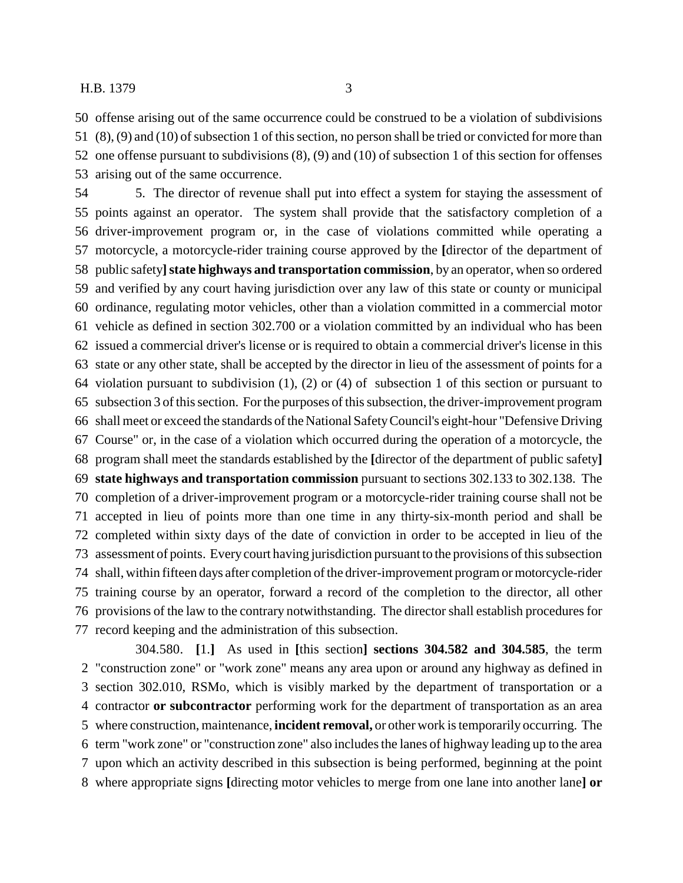50 offense arising out of the same occurrence could be construed to be a violation of subdivisions
51 (8), (9) and (10) of subsection 1 of this section, no person shall be tried or convicted for more than
52 one offense pursuant to subdivisions (8), (9) and (10) of subsection 1 of this section for offenses
53 arising out of the same occurrence.

54 5. The director of revenue shall put into effect a system for staying the assessment of
55 points against an operator. The system shall provide that the satisfactory completion of a
56 driver-improvement program or, in the case of violations committed while operating a
57 motorcycle, a motorcycle-rider training course approved by the **[**director of the department of
58 public safety**] state highways and transportation commission**, by an operator, when so ordered
59 and verified by any court having jurisdiction over any law of this state or county or municipal
60 ordinance, regulating motor vehicles, other than a violation committed in a commercial motor
61 vehicle as defined in section 302.700 or a violation committed by an individual who has been
62 issued a commercial driver's license or is required to obtain a commercial driver's license in this
63 state or any other state, shall be accepted by the director in lieu of the assessment of points for a
64 violation pursuant to subdivision (1), (2) or (4) of subsection 1 of this section or pursuant to
65 subsection 3 of this section. For the purposes of this subsection, the driver-improvement program
66 shall meet or exceed the standards of the National Safety Council's eight-hour "Defensive Driving
67 Course" or, in the case of a violation which occurred during the operation of a motorcycle, the
68 program shall meet the standards established by the **[**director of the department of public safety**]**
69 **state highways and transportation commission** pursuant to sections 302.133 to 302.138. The
70 completion of a driver-improvement program or a motorcycle-rider training course shall not be
71 accepted in lieu of points more than one time in any thirty-six-month period and shall be
72 completed within sixty days of the date of conviction in order to be accepted in lieu of the
73 assessment of points. Every court having jurisdiction pursuant to the provisions of this subsection
74 shall, within fifteen days after completion of the driver-improvement program or motorcycle-rider
75 training course by an operator, forward a record of the completion to the director, all other
76 provisions of the law to the contrary notwithstanding. The director shall establish procedures for
77 record keeping and the administration of this subsection.

304.580. **[**1.**]** As used in **[**this section**] sections 304.582 and 304.585**, the term
2 "construction zone" or "work zone" means any area upon or around any highway as defined in
3 section 302.010, RSMo, which is visibly marked by the department of transportation or a
4 contractor **or subcontractor** performing work for the department of transportation as an area
5 where construction, maintenance, **incident removal,** or other work is temporarily occurring. The
6 term "work zone" or "construction zone" also includes the lanes of highway leading up to the area
7 upon which an activity described in this subsection is being performed, beginning at the point
8 where appropriate signs **[**directing motor vehicles to merge from one lane into another lane**] or**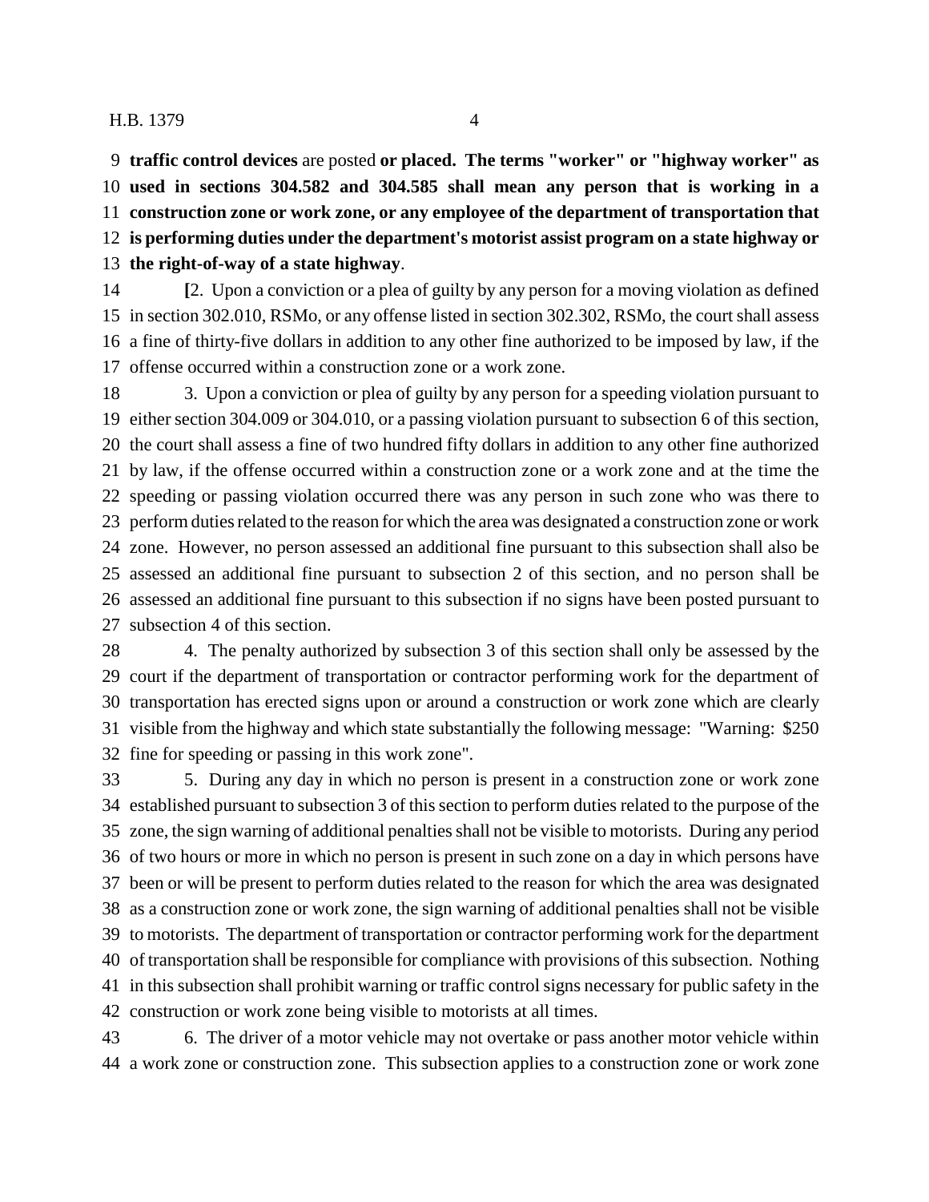**traffic control devices** are posted **or placed. The terms "worker" or "highway worker" as used in sections 304.582 and 304.585 shall mean any person that is working in a construction zone or work zone, or any employee of the department of transportation that is performing duties under the department's motorist assist program on a state highway or the right-of-way of a state highway**.

**[**2. Upon a conviction or a plea of guilty by any person for a moving violation as defined in section 302.010, RSMo, or any offense listed in section 302.302, RSMo, the court shall assess a fine of thirty-five dollars in addition to any other fine authorized to be imposed by law, if the offense occurred within a construction zone or a work zone.

3. Upon a conviction or plea of guilty by any person for a speeding violation pursuant to either section 304.009 or 304.010, or a passing violation pursuant to subsection 6 of this section, the court shall assess a fine of two hundred fifty dollars in addition to any other fine authorized by law, if the offense occurred within a construction zone or a work zone and at the time the speeding or passing violation occurred there was any person in such zone who was there to perform duties related to the reason for which the area was designated a construction zone or work zone. However, no person assessed an additional fine pursuant to this subsection shall also be assessed an additional fine pursuant to subsection 2 of this section, and no person shall be assessed an additional fine pursuant to this subsection if no signs have been posted pursuant to subsection 4 of this section.

4. The penalty authorized by subsection 3 of this section shall only be assessed by the court if the department of transportation or contractor performing work for the department of transportation has erected signs upon or around a construction or work zone which are clearly visible from the highway and which state substantially the following message: "Warning: $250 fine for speeding or passing in this work zone".

5. During any day in which no person is present in a construction zone or work zone established pursuant to subsection 3 of this section to perform duties related to the purpose of the zone, the sign warning of additional penalties shall not be visible to motorists. During any period of two hours or more in which no person is present in such zone on a day in which persons have been or will be present to perform duties related to the reason for which the area was designated as a construction zone or work zone, the sign warning of additional penalties shall not be visible to motorists. The department of transportation or contractor performing work for the department of transportation shall be responsible for compliance with provisions of this subsection. Nothing in this subsection shall prohibit warning or traffic control signs necessary for public safety in the construction or work zone being visible to motorists at all times.

6. The driver of a motor vehicle may not overtake or pass another motor vehicle within a work zone or construction zone. This subsection applies to a construction zone or work zone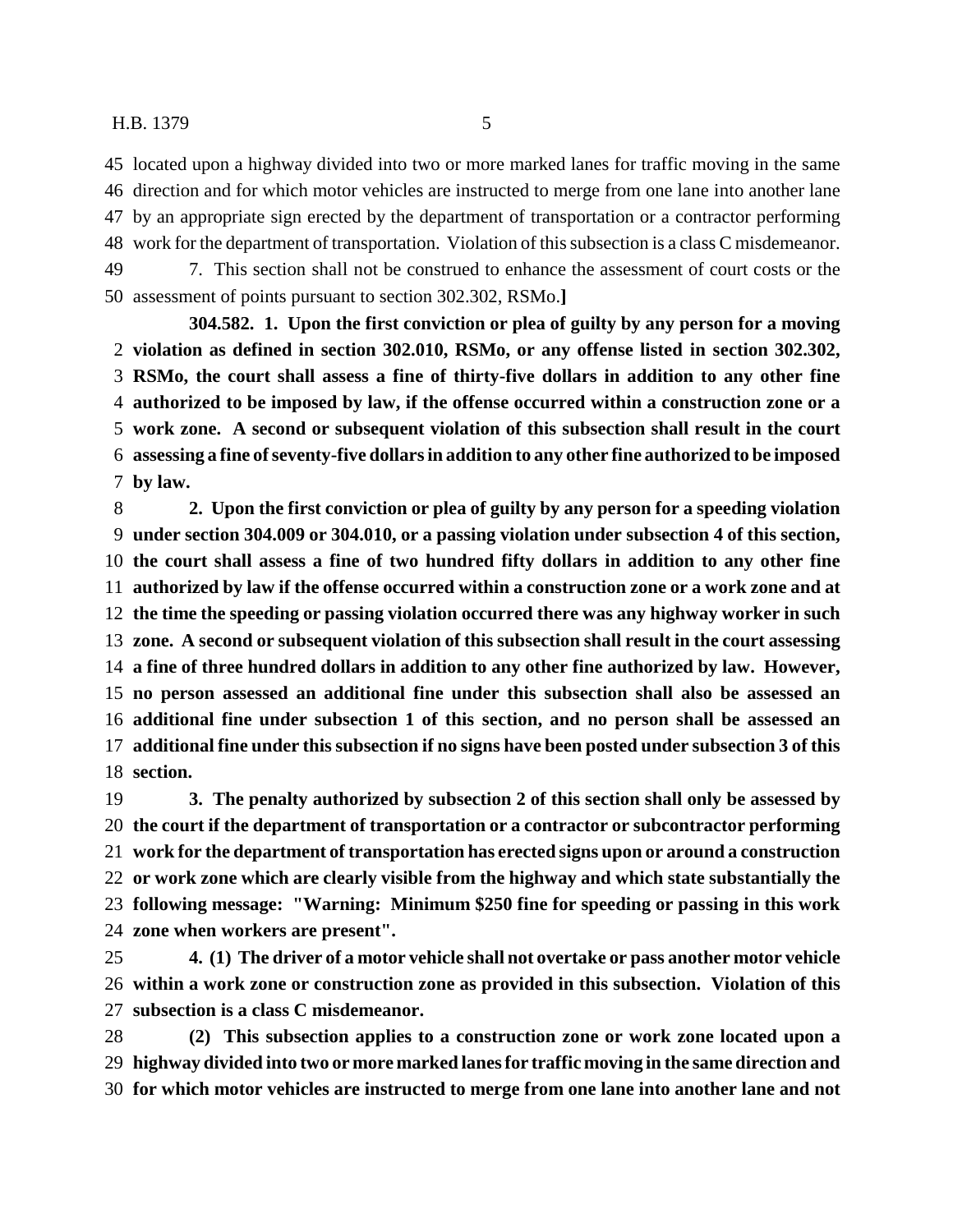located upon a highway divided into two or more marked lanes for traffic moving in the same direction and for which motor vehicles are instructed to merge from one lane into another lane by an appropriate sign erected by the department of transportation or a contractor performing work for the department of transportation. Violation of this subsection is a class C misdemeanor.

7. This section shall not be construed to enhance the assessment of court costs or the assessment of points pursuant to section 302.302, RSMo.**]**

**304.582. 1. Upon the first conviction or plea of guilty by any person for a moving violation as defined in section 302.010, RSMo, or any offense listed in section 302.302, RSMo, the court shall assess a fine of thirty-five dollars in addition to any other fine authorized to be imposed by law, if the offense occurred within a construction zone or a work zone. A second or subsequent violation of this subsection shall result in the court assessing a fine of seventy-five dollars in addition to any other fine authorized to be imposed by law.**

**2. Upon the first conviction or plea of guilty by any person for a speeding violation under section 304.009 or 304.010, or a passing violation under subsection 4 of this section, the court shall assess a fine of two hundred fifty dollars in addition to any other fine authorized by law if the offense occurred within a construction zone or a work zone and at the time the speeding or passing violation occurred there was any highway worker in such zone. A second or subsequent violation of this subsection shall result in the court assessing a fine of three hundred dollars in addition to any other fine authorized by law. However, no person assessed an additional fine under this subsection shall also be assessed an additional fine under subsection 1 of this section, and no person shall be assessed an additional fine under this subsection if no signs have been posted under subsection 3 of this section.**

**3. The penalty authorized by subsection 2 of this section shall only be assessed by the court if the department of transportation or a contractor or subcontractor performing work for the department of transportation has erected signs upon or around a construction or work zone which are clearly visible from the highway and which state substantially the following message: "Warning: Minimum $250 fine for speeding or passing in this work zone when workers are present".**

**4. (1) The driver of a motor vehicle shall not overtake or pass another motor vehicle within a work zone or construction zone as provided in this subsection. Violation of this subsection is a class C misdemeanor.**

**(2) This subsection applies to a construction zone or work zone located upon a highway divided into two or more marked lanes for traffic moving in the same direction and for which motor vehicles are instructed to merge from one lane into another lane and not**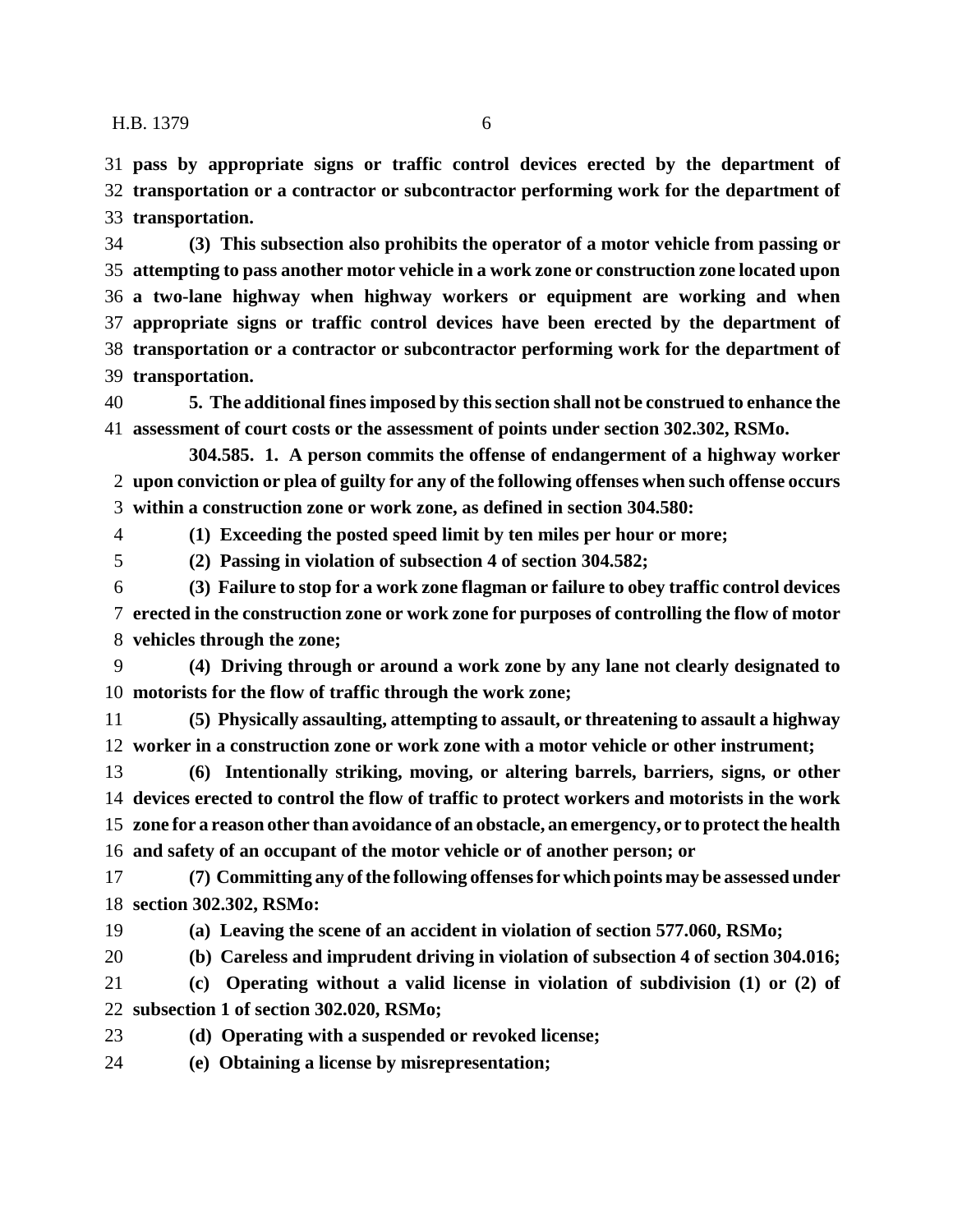**pass by appropriate signs or traffic control devices erected by the department of transportation or a contractor or subcontractor performing work for the department of transportation.**

**(3) This subsection also prohibits the operator of a motor vehicle from passing or attempting to pass another motor vehicle in a work zone or construction zone located upon a two-lane highway when highway workers or equipment are working and when appropriate signs or traffic control devices have been erected by the department of transportation or a contractor or subcontractor performing work for the department of transportation.**

**5. The additional fines imposed by this section shall not be construed to enhance the assessment of court costs or the assessment of points under section 302.302, RSMo.**

**304.585. 1. A person commits the offense of endangerment of a highway worker upon conviction or plea of guilty for any of the following offenses when such offense occurs within a construction zone or work zone, as defined in section 304.580:**

**(1) Exceeding the posted speed limit by ten miles per hour or more;**

**(2) Passing in violation of subsection 4 of section 304.582;**

**(3) Failure to stop for a work zone flagman or failure to obey traffic control devices erected in the construction zone or work zone for purposes of controlling the flow of motor vehicles through the zone;**

**(4) Driving through or around a work zone by any lane not clearly designated to motorists for the flow of traffic through the work zone;**

**(5) Physically assaulting, attempting to assault, or threatening to assault a highway worker in a construction zone or work zone with a motor vehicle or other instrument;**

**(6) Intentionally striking, moving, or altering barrels, barriers, signs, or other devices erected to control the flow of traffic to protect workers and motorists in the work zone for a reason other than avoidance of an obstacle, an emergency, or to protect the health and safety of an occupant of the motor vehicle or of another person; or**

**(7) Committing any of the following offenses for which points may be assessed under section 302.302, RSMo:**

**(a) Leaving the scene of an accident in violation of section 577.060, RSMo;**

**(b) Careless and imprudent driving in violation of subsection 4 of section 304.016;**

**(c) Operating without a valid license in violation of subdivision (1) or (2) of subsection 1 of section 302.020, RSMo;**

**(d) Operating with a suspended or revoked license;**

**(e) Obtaining a license by misrepresentation;**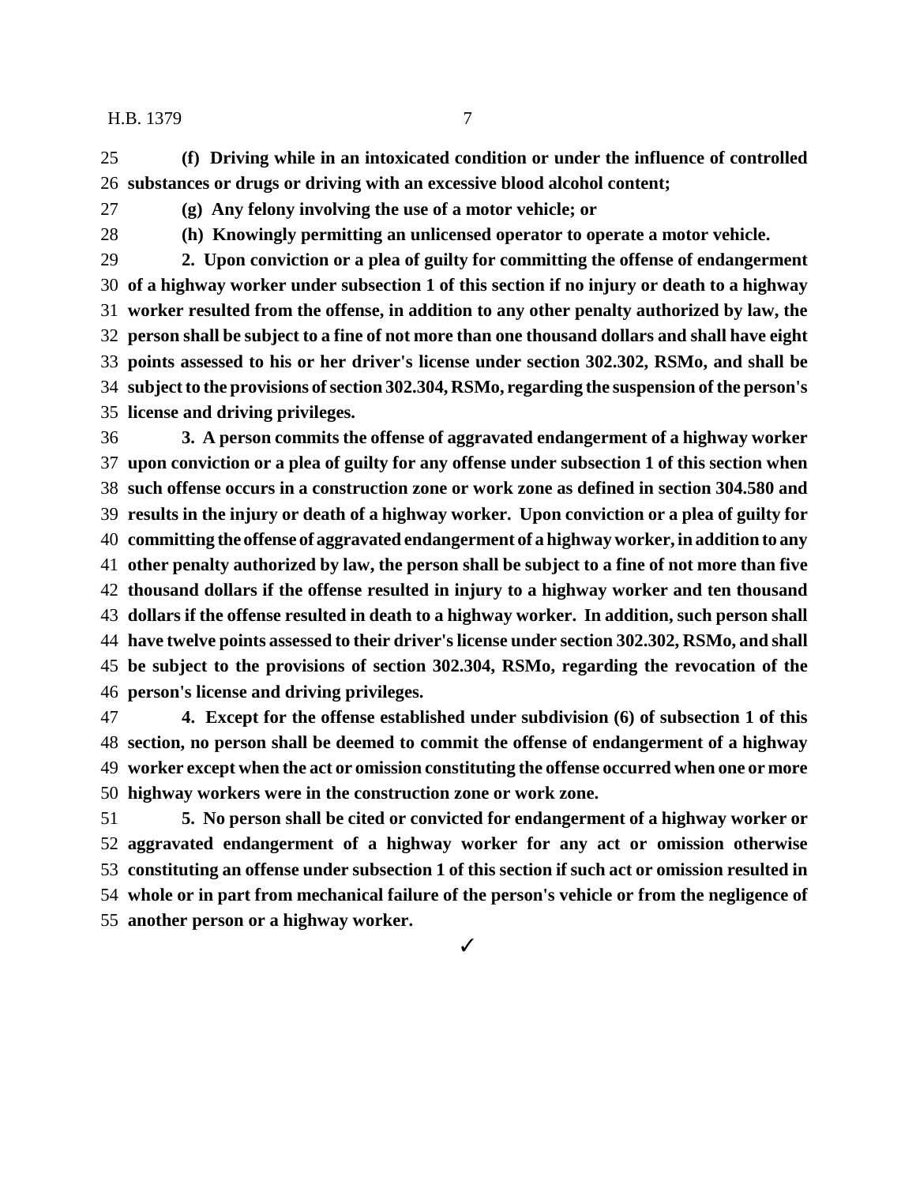**(f) Driving while in an intoxicated condition or under the influence of controlled substances or drugs or driving with an excessive blood alcohol content;**

**(g) Any felony involving the use of a motor vehicle; or**

**(h) Knowingly permitting an unlicensed operator to operate a motor vehicle.**

**2. Upon conviction or a plea of guilty for committing the offense of endangerment of a highway worker under subsection 1 of this section if no injury or death to a highway worker resulted from the offense, in addition to any other penalty authorized by law, the person shall be subject to a fine of not more than one thousand dollars and shall have eight points assessed to his or her driver's license under section 302.302, RSMo, and shall be subject to the provisions of section 302.304, RSMo, regarding the suspension of the person's license and driving privileges.**

**3. A person commits the offense of aggravated endangerment of a highway worker upon conviction or a plea of guilty for any offense under subsection 1 of this section when such offense occurs in a construction zone or work zone as defined in section 304.580 and results in the injury or death of a highway worker. Upon conviction or a plea of guilty for committing the offense of aggravated endangerment of a highway worker, in addition to any other penalty authorized by law, the person shall be subject to a fine of not more than five thousand dollars if the offense resulted in injury to a highway worker and ten thousand dollars if the offense resulted in death to a highway worker. In addition, such person shall have twelve points assessed to their driver's license under section 302.302, RSMo, and shall be subject to the provisions of section 302.304, RSMo, regarding the revocation of the person's license and driving privileges.**

**4. Except for the offense established under subdivision (6) of subsection 1 of this section, no person shall be deemed to commit the offense of endangerment of a highway worker except when the act or omission constituting the offense occurred when one or more highway workers were in the construction zone or work zone.**

**5. No person shall be cited or convicted for endangerment of a highway worker or aggravated endangerment of a highway worker for any act or omission otherwise constituting an offense under subsection 1 of this section if such act or omission resulted in whole or in part from mechanical failure of the person's vehicle or from the negligence of another person or a highway worker.**

✓